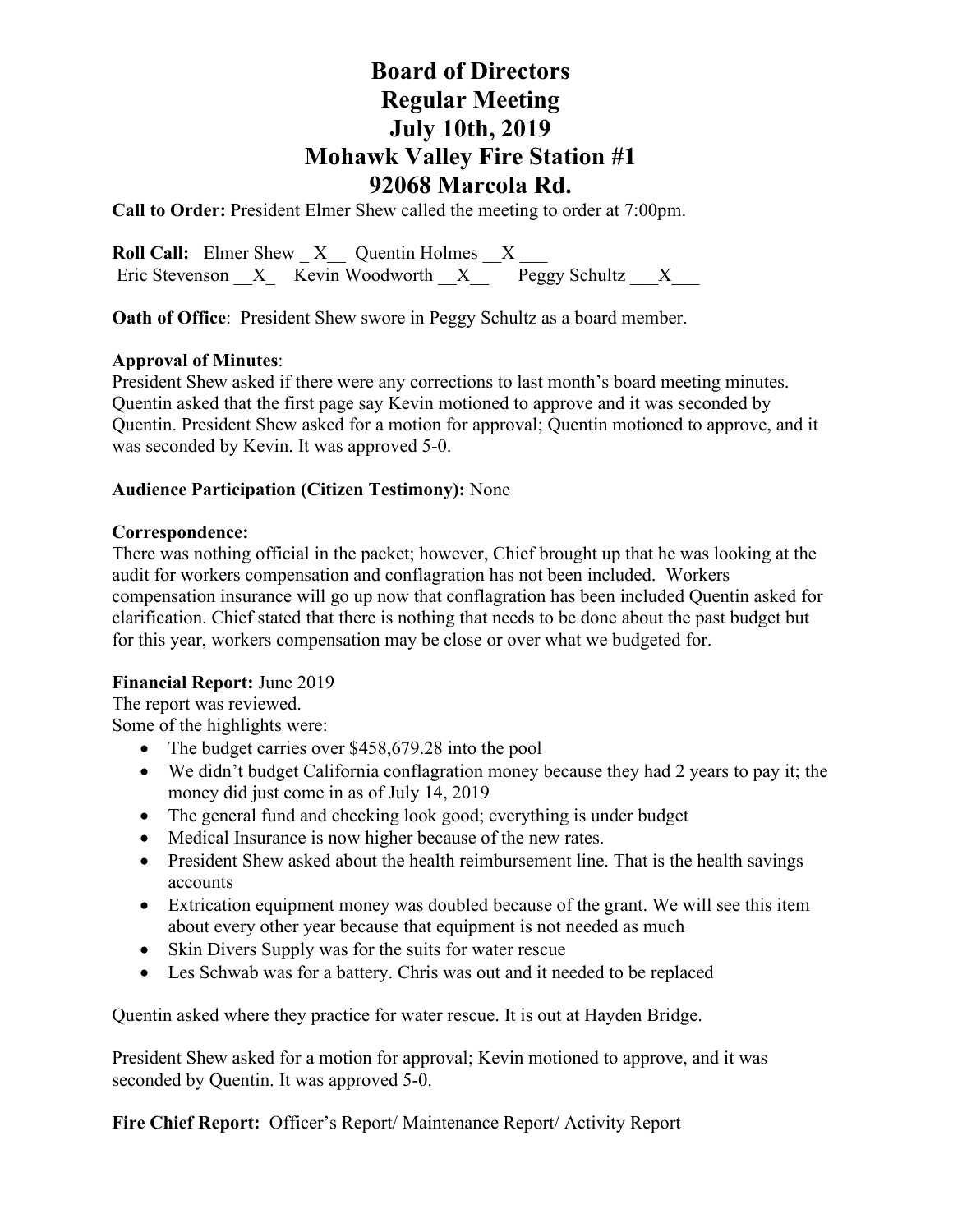# Board of Directors
# Regular Meeting
# July 10th, 2019
# Mohawk Valley Fire Station #1
# 92068 Marcola Rd.

**Call to Order:** President Elmer Shew called the meeting to order at 7:00pm.

**Roll Call:** Elmer Shew _ X__ Quentin Holmes __X ___
Eric Stevenson __X_ Kevin Woodworth __X__ Peggy Schultz ___X___

**Oath of Office**: President Shew swore in Peggy Schultz as a board member.

**Approval of Minutes**:
President Shew asked if there were any corrections to last month's board meeting minutes. Quentin asked that the first page say Kevin motioned to approve and it was seconded by Quentin. President Shew asked for a motion for approval; Quentin motioned to approve, and it was seconded by Kevin. It was approved 5-0.

**Audience Participation (Citizen Testimony):** None

**Correspondence:**
There was nothing official in the packet; however, Chief brought up that he was looking at the audit for workers compensation and conflagration has not been included. Workers compensation insurance will go up now that conflagration has been included Quentin asked for clarification. Chief stated that there is nothing that needs to be done about the past budget but for this year, workers compensation may be close or over what we budgeted for.

**Financial Report:** June 2019
The report was reviewed.
Some of the highlights were:

- The budget carries over $458,679.28 into the pool
- We didn't budget California conflagration money because they had 2 years to pay it; the money did just come in as of July 14, 2019
- The general fund and checking look good; everything is under budget
- Medical Insurance is now higher because of the new rates.
- President Shew asked about the health reimbursement line. That is the health savings accounts
- Extrication equipment money was doubled because of the grant. We will see this item about every other year because that equipment is not needed as much
- Skin Divers Supply was for the suits for water rescue
- Les Schwab was for a battery. Chris was out and it needed to be replaced

Quentin asked where they practice for water rescue. It is out at Hayden Bridge.

President Shew asked for a motion for approval; Kevin motioned to approve, and it was seconded by Quentin. It was approved 5-0.

**Fire Chief Report:** Officer's Report/ Maintenance Report/ Activity Report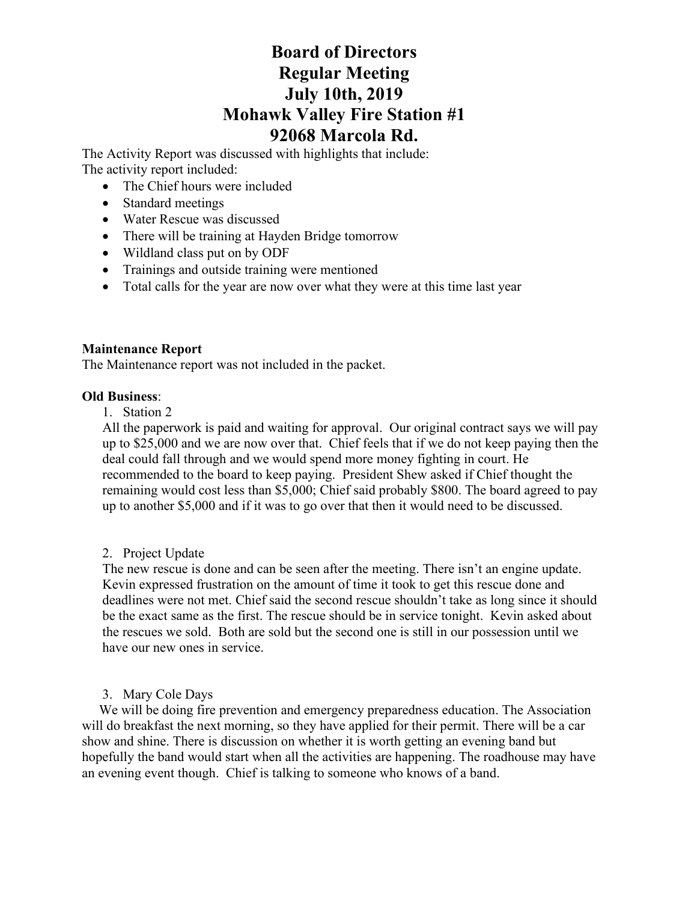# Board of Directors
# Regular Meeting
# July 10th, 2019
# Mohawk Valley Fire Station #1
# 92068 Marcola Rd.

The Activity Report was discussed with highlights that include:
The activity report included:

- The Chief hours were included
- Standard meetings
- Water Rescue was discussed
- There will be training at Hayden Bridge tomorrow
- Wildland class put on by ODF
- Trainings and outside training were mentioned
- Total calls for the year are now over what they were at this time last year

**Maintenance Report**
The Maintenance report was not included in the packet.

**Old Business**:

1. Station 2

All the paperwork is paid and waiting for approval. Our original contract says we will pay up to $25,000 and we are now over that. Chief feels that if we do not keep paying then the deal could fall through and we would spend more money fighting in court. He recommended to the board to keep paying. President Shew asked if Chief thought the remaining would cost less than $5,000; Chief said probably $800. The board agreed to pay up to another $5,000 and if it was to go over that then it would need to be discussed.

2. Project Update

The new rescue is done and can be seen after the meeting. There isn't an engine update. Kevin expressed frustration on the amount of time it took to get this rescue done and deadlines were not met. Chief said the second rescue shouldn't take as long since it should be the exact same as the first. The rescue should be in service tonight. Kevin asked about the rescues we sold. Both are sold but the second one is still in our possession until we have our new ones in service.

3. Mary Cole Days

We will be doing fire prevention and emergency preparedness education. The Association will do breakfast the next morning, so they have applied for their permit. There will be a car show and shine. There is discussion on whether it is worth getting an evening band but hopefully the band would start when all the activities are happening. The roadhouse may have an evening event though. Chief is talking to someone who knows of a band.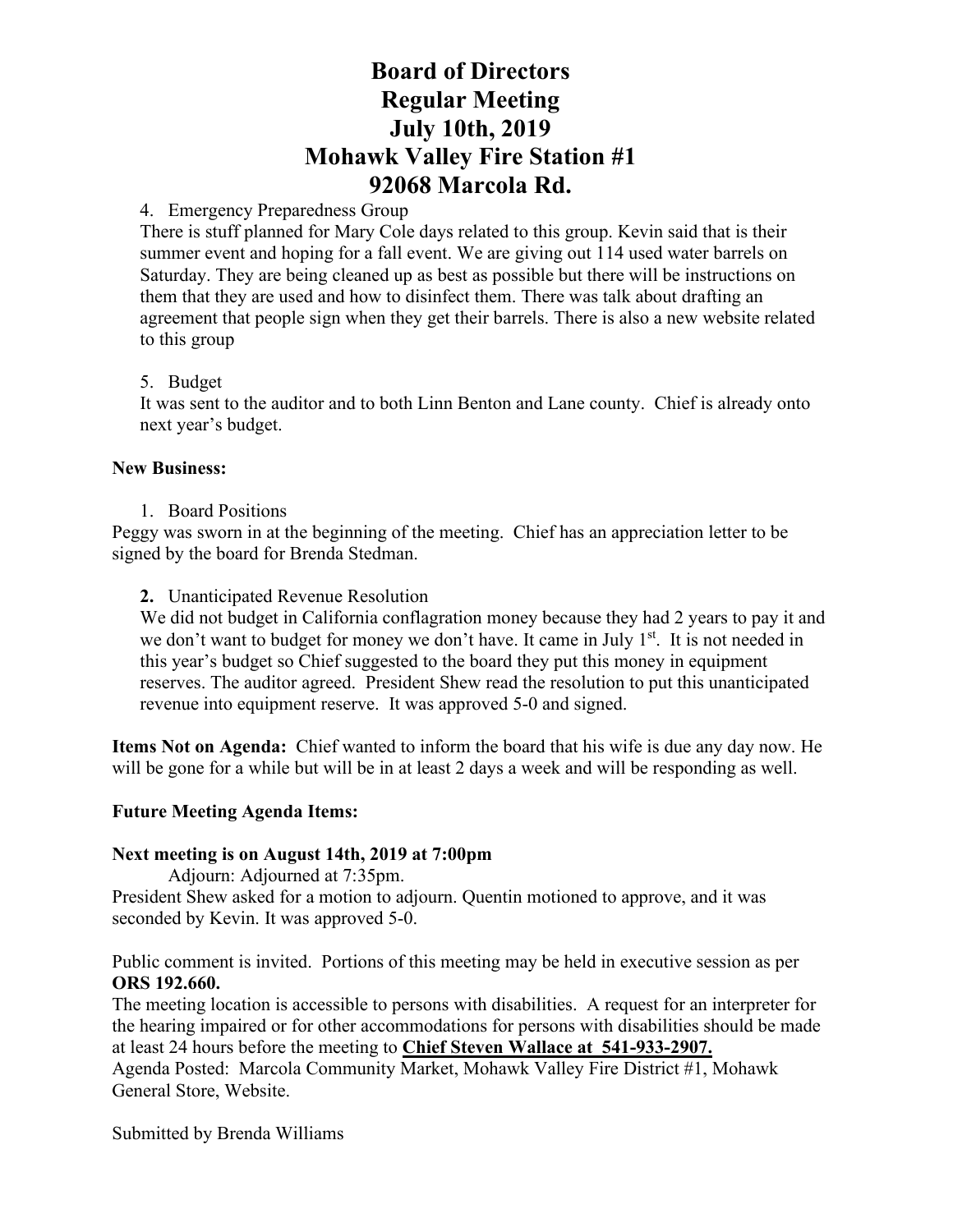# Board of Directors
# Regular Meeting
# July 10th, 2019
# Mohawk Valley Fire Station #1
# 92068 Marcola Rd.

4. Emergency Preparedness Group

There is stuff planned for Mary Cole days related to this group. Kevin said that is their summer event and hoping for a fall event. We are giving out 114 used water barrels on Saturday. They are being cleaned up as best as possible but there will be instructions on them that they are used and how to disinfect them. There was talk about drafting an agreement that people sign when they get their barrels. There is also a new website related to this group

5. Budget

It was sent to the auditor and to both Linn Benton and Lane county. Chief is already onto next year's budget.

**New Business:**

1. Board Positions

Peggy was sworn in at the beginning of the meeting. Chief has an appreciation letter to be signed by the board for Brenda Stedman.

**2.** Unanticipated Revenue Resolution

We did not budget in California conflagration money because they had 2 years to pay it and we don't want to budget for money we don't have. It came in July 1st. It is not needed in this year's budget so Chief suggested to the board they put this money in equipment reserves. The auditor agreed. President Shew read the resolution to put this unanticipated revenue into equipment reserve. It was approved 5-0 and signed.

**Items Not on Agenda:** Chief wanted to inform the board that his wife is due any day now. He will be gone for a while but will be in at least 2 days a week and will be responding as well.

**Future Meeting Agenda Items:**

**Next meeting is on August 14th, 2019 at 7:00pm**

Adjourn: Adjourned at 7:35pm.

President Shew asked for a motion to adjourn. Quentin motioned to approve, and it was seconded by Kevin. It was approved 5-0.

Public comment is invited. Portions of this meeting may be held in executive session as per **ORS 192.660.**

The meeting location is accessible to persons with disabilities. A request for an interpreter for the hearing impaired or for other accommodations for persons with disabilities should be made at least 24 hours before the meeting to **Chief Steven Wallace at 541-933-2907.**

Agenda Posted: Marcola Community Market, Mohawk Valley Fire District #1, Mohawk General Store, Website.

Submitted by Brenda Williams